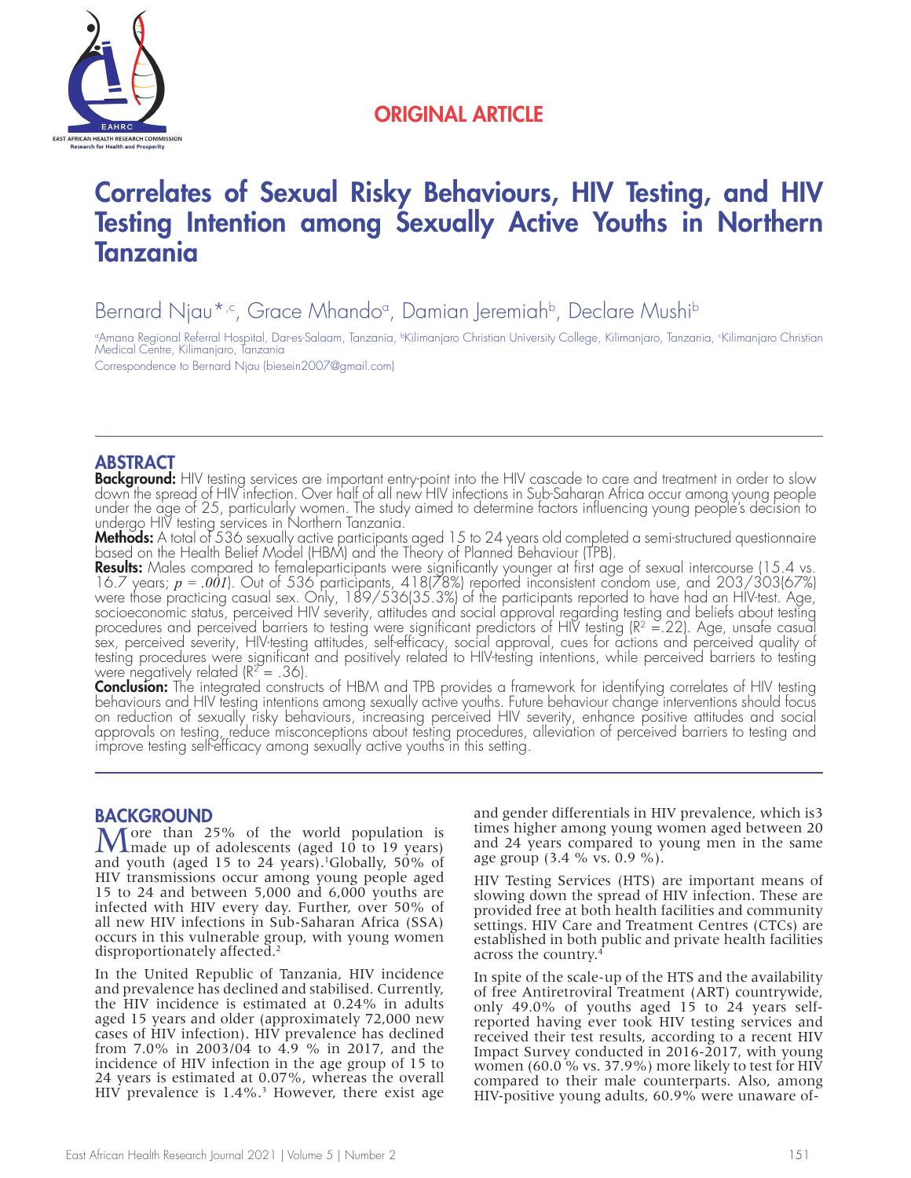ORIGINAL ARTICLE

# Correlates of Sexual Risky Behaviours, HIV Testing, and HIV Testing Intention among Sexually Active Youths in Northern Tanzania

Bernard Njau*[,c], Grace Mhando[a], Damian Jeremiah[b], Declare Mushi[b]

[a]Amana Regional Referral Hospital, Dar-es-Salaam, Tanzania, [b]Kilimanjaro Christian University College, Kilimanjaro, Tanzania, [c]Kilimanjaro Christian Medical Centre, Kilimanjaro, Tanzania

Correspondence to Bernard Njau (biesein2007@gmail.com)

## ABSTRACT

**Background:** HIV testing services are important entry-point into the HIV cascade to care and treatment in order to slow down the spread of HIV infection. Over half of all new HIV infections in Sub-Saharan Africa occur among young people under the age of 25, particularly women. The study aimed to determine factors influencing young people's decision to undergo HIV testing services in Northern Tanzania.

**Methods:** A total of 536 sexually active participants aged 15 to 24 years old completed a semi-structured questionnaire based on the Health Belief Model (HBM) and the Theory of Planned Behaviour (TPB).

**Results:** Males compared to femaleparticipants were significantly younger at first age of sexual intercourse (15.4 vs. 16.7 years; $p = .001$). Out of 536 participants, 418(78%) reported inconsistent condom use, and 203/303(67%) were those practicing casual sex. Only, 189/536(35.3%) of the participants reported to have had an HIV-test. Age, socioeconomic status, perceived HIV severity, attitudes and social approval regarding testing and beliefs about testing procedures and perceived barriers to testing were significant predictors of HIV testing ($R^2 = .22$). Age, unsafe casual sex, perceived severity, HIV-testing attitudes, self-efficacy, social approval, cues for actions and perceived quality of testing procedures were significant and positively related to HIV-testing intentions, while perceived barriers to testing were negatively related ($R^2 = .36$).

**Conclusion:** The integrated constructs of HBM and TPB provides a framework for identifying correlates of HIV testing behaviours and HIV testing intentions among sexually active youths. Future behaviour change interventions should focus on reduction of sexually risky behaviours, increasing perceived HIV severity, enhance positive attitudes and social approvals on testing, reduce misconceptions about testing procedures, alleviation of perceived barriers to testing and improve testing self-efficacy among sexually active youths in this setting.

## BACKGROUND

More than 25% of the world population is made up of adolescents (aged 10 to 19 years) and youth (aged 15 to 24 years).[1] Globally, 50% of HIV transmissions occur among young people aged 15 to 24 and between 5,000 and 6,000 youths are infected with HIV every day. Further, over 50% of all new HIV infections in Sub-Saharan Africa (SSA) occurs in this vulnerable group, with young women disproportionately affected.[2]

In the United Republic of Tanzania, HIV incidence and prevalence has declined and stabilised. Currently, the HIV incidence is estimated at 0.24% in adults aged 15 years and older (approximately 72,000 new cases of HIV infection). HIV prevalence has declined from 7.0% in 2003/04 to 4.9 % in 2017, and the incidence of HIV infection in the age group of 15 to 24 years is estimated at 0.07%, whereas the overall HIV prevalence is 1.4%.[3] However, there exist age and gender differentials in HIV prevalence, which is3 times higher among young women aged between 20 and 24 years compared to young men in the same age group (3.4 % vs. 0.9 %).

HIV Testing Services (HTS) are important means of slowing down the spread of HIV infection. These are provided free at both health facilities and community settings. HIV Care and Treatment Centres (CTCs) are established in both public and private health facilities across the country.[4]

In spite of the scale-up of the HTS and the availability of free Antiretroviral Treatment (ART) countrywide, only 49.0% of youths aged 15 to 24 years self-reported having ever took HIV testing services and received their test results, according to a recent HIV Impact Survey conducted in 2016-2017, with young women (60.0 % vs. 37.9%) more likely to test for HIV compared to their male counterparts. Also, among HIV-positive young adults, 60.9% were unaware of-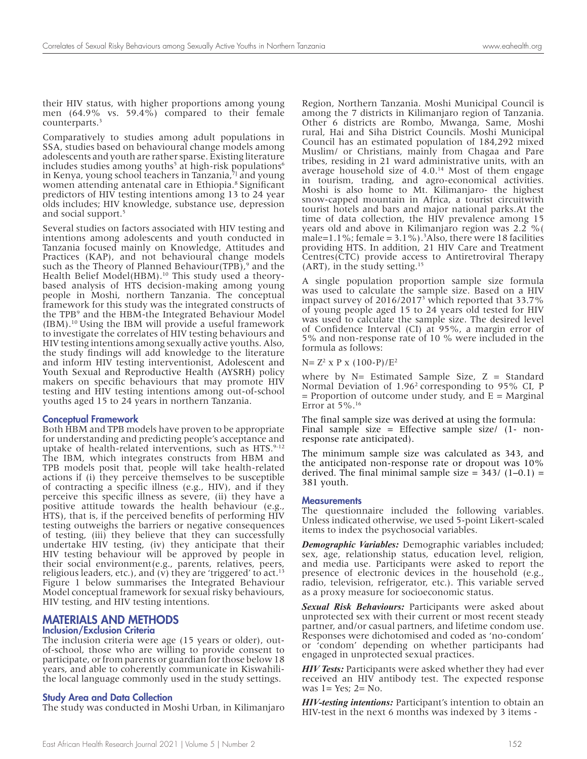their HIV status, with higher proportions among young men (64.9% vs. 59.4%) compared to their female counterparts.[3]

Comparatively to studies among adult populations in SSA, studies based on behavioural change models among adolescents and youth are rather sparse. Existing literature includes studies among youths[5] at high-risk populations[6] in Kenya, young school teachers in Tanzania,[7] and young women attending antenatal care in Ethiopia.[8] Significant predictors of HIV testing intentions among 13 to 24 year olds includes; HIV knowledge, substance use, depression and social support.[5]

Several studies on factors associated with HIV testing and intentions among adolescents and youth conducted in Tanzania focused mainly on Knowledge, Attitudes and Practices (KAP), and not behavioural change models such as the Theory of Planned Behaviour(TPB),[9] and the Health Belief Model(HBM).[10] This study used a theory-based analysis of HTS decision-making among young people in Moshi, northern Tanzania. The conceptual framework for this study was the integrated constructs of the TPB[9] and the HBM-the Integrated Behaviour Model (IBM).[10] Using the IBM will provide a useful framework to investigate the correlates of HIV testing behaviours and HIV testing intentions among sexually active youths. Also, the study findings will add knowledge to the literature and inform HIV testing interventionist, Adolescent and Youth Sexual and Reproductive Health (AYSRH) policy makers on specific behaviours that may promote HIV testing and HIV testing intentions among out-of-school youths aged 15 to 24 years in northern Tanzania.

### Conceptual Framework

Both HBM and TPB models have proven to be appropriate for understanding and predicting people's acceptance and uptake of health-related interventions, such as HTS.[9-12] The IBM, which integrates constructs from HBM and TPB models posit that, people will take health-related actions if (i) they perceive themselves to be susceptible of contracting a specific illness (e.g., HIV), and if they perceive this specific illness as severe, (ii) they have a positive attitude towards the health behaviour (e.g., HTS), that is, if the perceived benefits of performing HIV testing outweighs the barriers or negative consequences of testing, (iii) they believe that they can successfully undertake HIV testing, (iv) they anticipate that their HIV testing behaviour will be approved by people in their social environment(e.g., parents, relatives, peers, religious leaders, etc.), and (v) they are 'triggered' to act.[13] Figure 1 below summarises the Integrated Behaviour Model conceptual framework for sexual risky behaviours, HIV testing, and HIV testing intentions.

## MATERIALS AND METHODS

### Inclusion/Exclusion Criteria

The inclusion criteria were age (15 years or older), out-of-school, those who are willing to provide consent to participate, or from parents or guardian for those below 18 years, and able to coherently communicate in Kiswahili-the local language commonly used in the study settings.

### Study Area and Data Collection

The study was conducted in Moshi Urban, in Kilimanjaro Region, Northern Tanzania. Moshi Municipal Council is among the 7 districts in Kilimanjaro region of Tanzania. Other 6 districts are Rombo, Mwanga, Same, Moshi rural, Hai and Siha District Councils. Moshi Municipal Council has an estimated population of 184,292 mixed Muslim/ or Christians, mainly from Chagaa and Pare tribes, residing in 21 ward administrative units, with an average household size of 4.0.[14] Most of them engage in tourism, trading, and agro-economical activities. Moshi is also home to Mt. Kilimanjaro- the highest snow-capped mountain in Africa, a tourist circuitwith tourist hotels and bars and major national parks.At the time of data collection, the HIV prevalence among 15 years old and above in Kilimanjaro region was 2.2 %( male=1.1%; female = 3.1%).[3]Also, there were 18 facilities providing HTS. In addition, 21 HIV Care and Treatment Centres(CTC) provide access to Antiretroviral Therapy (ART), in the study setting.[15]

A single population proportion sample size formula was used to calculate the sample size. Based on a HIV impact survey of 2016/2017[3] which reported that 33.7% of young people aged 15 to 24 years old tested for HIV was used to calculate the sample size. The desired level of Confidence Interval (CI) at 95%, a margin error of 5% and non-response rate of 10 % were included in the formula as follows:

$$N = Z^2 \times P \times (100-P)/E^2$$

where by N= Estimated Sample Size, Z = Standard Normal Deviation of $1.96^2$ corresponding to 95% CI, P = Proportion of outcome under study, and E = Marginal Error at 5%.[16]

The final sample size was derived at using the formula: Final sample size = Effective sample size/ (1- non-response rate anticipated).

The minimum sample size was calculated as 343, and the anticipated non-response rate or dropout was 10% derived. The final minimal sample size = 343/ (1–0.1) = 381 youth.

### Measurements

The questionnaire included the following variables. Unless indicated otherwise, we used 5-point Likert-scaled items to index the psychosocial variables.

***Demographic Variables:*** Demographic variables included; sex, age, relationship status, education level, religion, and media use. Participants were asked to report the presence of electronic devices in the household (e.g., radio, television, refrigerator, etc.). This variable served as a proxy measure for socioeconomic status.

***Sexual Risk Behaviours:*** Participants were asked about unprotected sex with their current or most recent steady partner, and/or casual partners, and lifetime condom use. Responses were dichotomised and coded as 'no-condom' or 'condom' depending on whether participants had engaged in unprotected sexual practices.

***HIV Tests:*** Participants were asked whether they had ever received an HIV antibody test. The expected response was 1= Yes; 2= No.

***HIV-testing intentions:*** Participant's intention to obtain an HIV-test in the next 6 months was indexed by 3 items -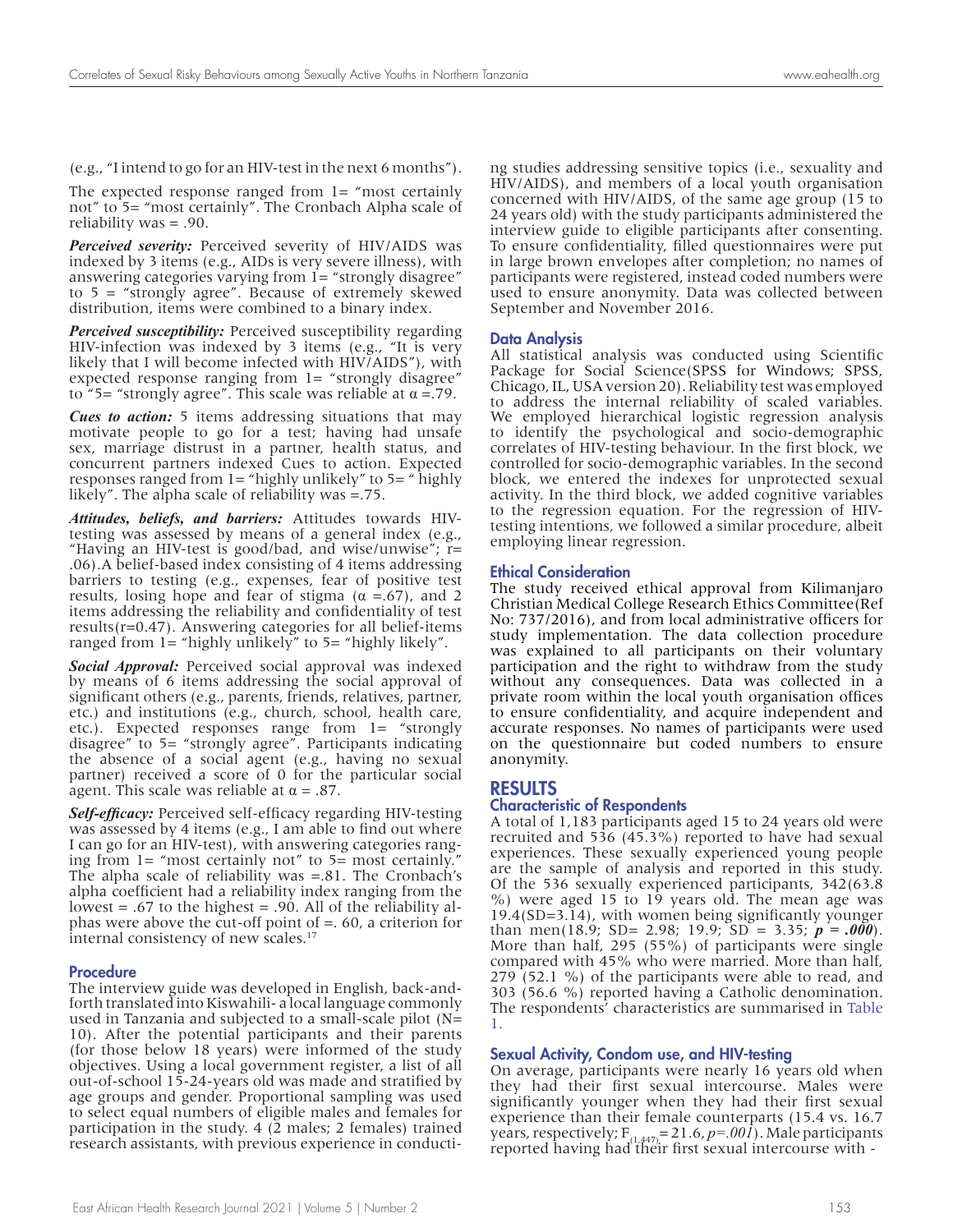(e.g., "I intend to go for an HIV-test in the next 6 months").

The expected response ranged from 1= "most certainly not" to 5= "most certainly". The Cronbach Alpha scale of reliability was = .90.

***Perceived severity:*** Perceived severity of HIV/AIDS was indexed by 3 items (e.g., AIDs is very severe illness), with answering categories varying from 1= "strongly disagree" to 5 = "strongly agree". Because of extremely skewed distribution, items were combined to a binary index.

***Perceived susceptibility:*** Perceived susceptibility regarding HIV-infection was indexed by 3 items (e.g., "It is very likely that I will become infected with HIV/AIDS"), with expected response ranging from 1= "strongly disagree" to "5= "strongly agree". This scale was reliable at $\alpha$ =.79.

***Cues to action:*** 5 items addressing situations that may motivate people to go for a test; having had unsafe sex, marriage distrust in a partner, health status, and concurrent partners indexed Cues to action. Expected responses ranged from 1= "highly unlikely" to 5= " highly likely". The alpha scale of reliability was =.75.

***Attitudes, beliefs, and barriers:*** Attitudes towards HIV-testing was assessed by means of a general index (e.g., "Having an HIV-test is good/bad, and wise/unwise"; r= .06).A belief-based index consisting of 4 items addressing barriers to testing (e.g., expenses, fear of positive test results, losing hope and fear of stigma ($\alpha$ =.67), and 2 items addressing the reliability and confidentiality of test results(r=0.47). Answering categories for all belief-items ranged from 1= "highly unlikely" to 5= "highly likely".

***Social Approval:*** Perceived social approval was indexed by means of 6 items addressing the social approval of significant others (e.g., parents, friends, relatives, partner, etc.) and institutions (e.g., church, school, health care, etc.). Expected responses range from 1= "strongly disagree" to 5= "strongly agree". Participants indicating the absence of a social agent (e.g., having no sexual partner) received a score of 0 for the particular social agent. This scale was reliable at $\alpha$ = .87.

***Self-efficacy:*** Perceived self-efficacy regarding HIV-testing was assessed by 4 items (e.g., I am able to find out where I can go for an HIV-test), with answering categories ranging from 1= "most certainly not" to 5= most certainly." The alpha scale of reliability was =.81. The Cronbach's alpha coefficient had a reliability index ranging from the lowest = .67 to the highest = .90. All of the reliability alphas were above the cut-off point of =. 60, a criterion for internal consistency of new scales.[17]

### Procedure

The interview guide was developed in English, back-and-forth translated into Kiswahili- a local language commonly used in Tanzania and subjected to a small-scale pilot (N= 10). After the potential participants and their parents (for those below 18 years) were informed of the study objectives. Using a local government register, a list of all out-of-school 15-24-years old was made and stratified by age groups and gender. Proportional sampling was used to select equal numbers of eligible males and females for participation in the study. 4 (2 males; 2 females) trained research assistants, with previous experience in conducting studies addressing sensitive topics (i.e., sexuality and HIV/AIDS), and members of a local youth organisation concerned with HIV/AIDS, of the same age group (15 to 24 years old) with the study participants administered the interview guide to eligible participants after consenting. To ensure confidentiality, filled questionnaires were put in large brown envelopes after completion; no names of participants were registered, instead coded numbers were used to ensure anonymity. Data was collected between September and November 2016.

### Data Analysis

All statistical analysis was conducted using Scientific Package for Social Science(SPSS for Windows; SPSS, Chicago, IL, USA version 20). Reliability test was employed to address the internal reliability of scaled variables. We employed hierarchical logistic regression analysis to identify the psychological and socio-demographic correlates of HIV-testing behaviour. In the first block, we controlled for socio-demographic variables. In the second block, we entered the indexes for unprotected sexual activity. In the third block, we added cognitive variables to the regression equation. For the regression of HIV-testing intentions, we followed a similar procedure, albeit employing linear regression.

### Ethical Consideration

The study received ethical approval from Kilimanjaro Christian Medical College Research Ethics Committee(Ref No: 737/2016), and from local administrative officers for study implementation. The data collection procedure was explained to all participants on their voluntary participation and the right to withdraw from the study without any consequences. Data was collected in a private room within the local youth organisation offices to ensure confidentiality, and acquire independent and accurate responses. No names of participants were used on the questionnaire but coded numbers to ensure anonymity.

## RESULTS

### Characteristic of Respondents

A total of 1,183 participants aged 15 to 24 years old were recruited and 536 (45.3%) reported to have had sexual experiences. These sexually experienced young people are the sample of analysis and reported in this study. Of the 536 sexually experienced participants, 342(63.8 %) were aged 15 to 19 years old. The mean age was 19.4(SD=3.14), with women being significantly younger than men(18.9; SD= 2.98; 19.9; SD = 3.35; ***p = .000***). More than half, 295 (55%) of participants were single compared with 45% who were married. More than half, 279 (52.1 %) of the participants were able to read, and 303 (56.6 %) reported having a Catholic denomination. The respondents' characteristics are summarised in Table 1.

### Sexual Activity, Condom use, and HIV-testing

On average, participants were nearly 16 years old when they had their first sexual intercourse. Males were significantly younger when they had their first sexual experience than their female counterparts (15.4 vs. 16.7 years, respectively; $F_{(1,447)}$= 21.6, *p=.001*). Male participants reported having had their first sexual intercourse with -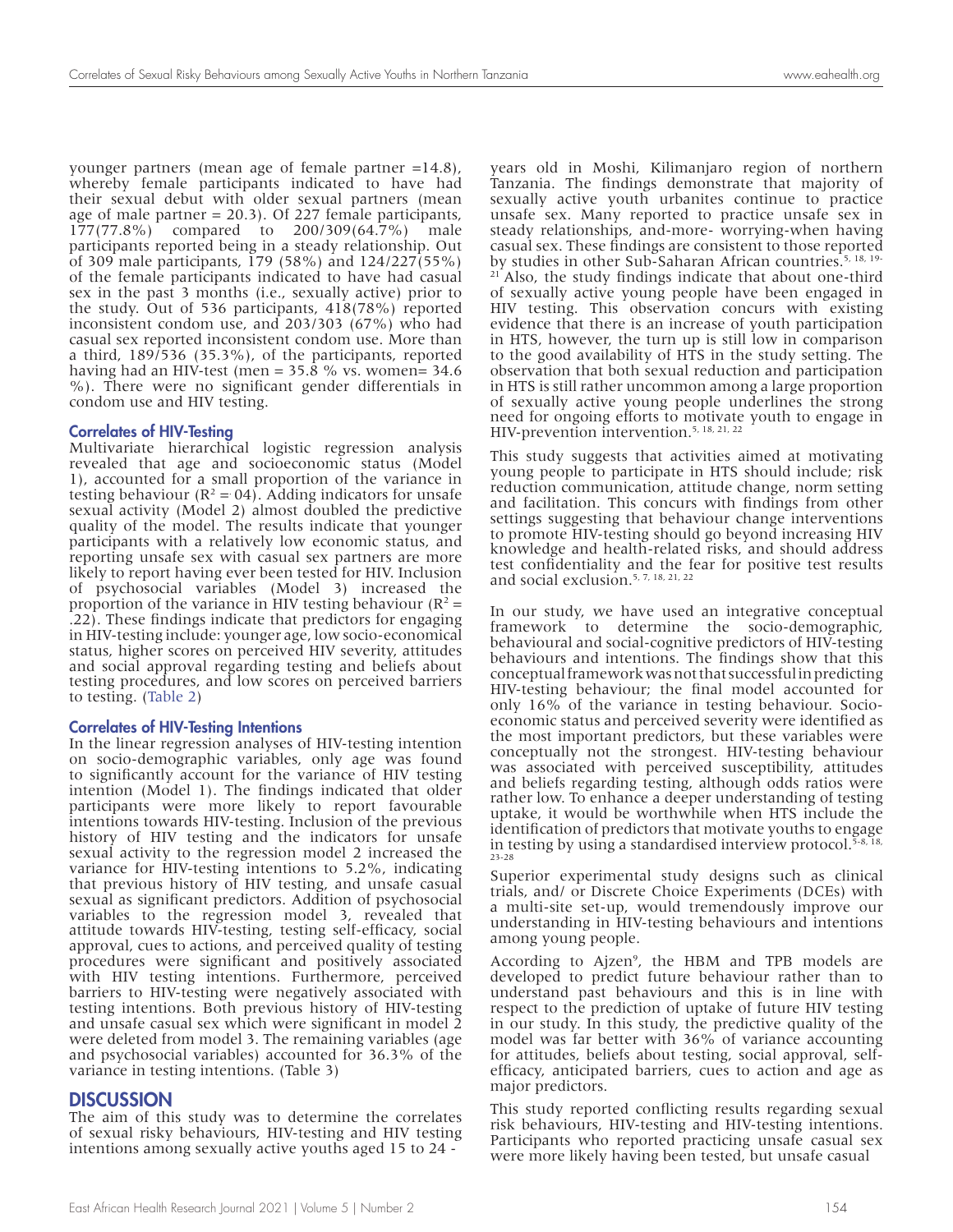younger partners (mean age of female partner =14.8), whereby female participants indicated to have had their sexual debut with older sexual partners (mean age of male partner = 20.3). Of 227 female participants, 177(77.8%) compared to 200/309(64.7%) male participants reported being in a steady relationship. Out of 309 male participants, 179 (58%) and 124/227(55%) of the female participants indicated to have had casual sex in the past 3 months (i.e., sexually active) prior to the study. Out of 536 participants, 418(78%) reported inconsistent condom use, and 203/303 (67%) who had casual sex reported inconsistent condom use. More than a third, 189/536 (35.3%), of the participants, reported having had an HIV-test (men = 35.8 % vs. women= 34.6 %). There were no significant gender differentials in condom use and HIV testing.

### Correlates of HIV-Testing

Multivariate hierarchical logistic regression analysis revealed that age and socioeconomic status (Model 1), accounted for a small proportion of the variance in testing behaviour ($R^2 = .04$). Adding indicators for unsafe sexual activity (Model 2) almost doubled the predictive quality of the model. The results indicate that younger participants with a relatively low economic status, and reporting unsafe sex with casual sex partners are more likely to report having ever been tested for HIV. Inclusion of psychosocial variables (Model 3) increased the proportion of the variance in HIV testing behaviour ($R^2 = .22$). These findings indicate that predictors for engaging in HIV-testing include: younger age, low socio-economical status, higher scores on perceived HIV severity, attitudes and social approval regarding testing and beliefs about testing procedures, and low scores on perceived barriers to testing. (Table 2)

### Correlates of HIV-Testing Intentions

In the linear regression analyses of HIV-testing intention on socio-demographic variables, only age was found to significantly account for the variance of HIV testing intention (Model 1). The findings indicated that older participants were more likely to report favourable intentions towards HIV-testing. Inclusion of the previous history of HIV testing and the indicators for unsafe sexual activity to the regression model 2 increased the variance for HIV-testing intentions to 5.2%, indicating that previous history of HIV testing, and unsafe casual sexual as significant predictors. Addition of psychosocial variables to the regression model 3, revealed that attitude towards HIV-testing, testing self-efficacy, social approval, cues to actions, and perceived quality of testing procedures were significant and positively associated with HIV testing intentions. Furthermore, perceived barriers to HIV-testing were negatively associated with testing intentions. Both previous history of HIV-testing and unsafe casual sex which were significant in model 2 were deleted from model 3. The remaining variables (age and psychosocial variables) accounted for 36.3% of the variance in testing intentions. (Table 3)

## DISCUSSION

The aim of this study was to determine the correlates of sexual risky behaviours, HIV-testing and HIV testing intentions among sexually active youths aged 15 to 24 - years old in Moshi, Kilimanjaro region of northern Tanzania. The findings demonstrate that majority of sexually active youth urbanites continue to practice unsafe sex. Many reported to practice unsafe sex in steady relationships, and-more- worrying-when having casual sex. These findings are consistent to those reported by studies in other Sub-Saharan African countries.[5, 18, 19-21] Also, the study findings indicate that about one-third of sexually active young people have been engaged in HIV testing. This observation concurs with existing evidence that there is an increase of youth participation in HTS, however, the turn up is still low in comparison to the good availability of HTS in the study setting. The observation that both sexual reduction and participation in HTS is still rather uncommon among a large proportion of sexually active young people underlines the strong need for ongoing efforts to motivate youth to engage in HIV-prevention intervention.[5, 18, 21, 22]

This study suggests that activities aimed at motivating young people to participate in HTS should include; risk reduction communication, attitude change, norm setting and facilitation. This concurs with findings from other settings suggesting that behaviour change interventions to promote HIV-testing should go beyond increasing HIV knowledge and health-related risks, and should address test confidentiality and the fear for positive test results and social exclusion.[5, 7, 18, 21, 22]

In our study, we have used an integrative conceptual framework to determine the socio-demographic, behavioural and social-cognitive predictors of HIV-testing behaviours and intentions. The findings show that this conceptual framework was not that successful in predicting HIV-testing behaviour; the final model accounted for only 16% of the variance in testing behaviour. Socio-economic status and perceived severity were identified as the most important predictors, but these variables were conceptually not the strongest. HIV-testing behaviour was associated with perceived susceptibility, attitudes and beliefs regarding testing, although odds ratios were rather low. To enhance a deeper understanding of testing uptake, it would be worthwhile when HTS include the identification of predictors that motivate youths to engage in testing by using a standardised interview protocol.[5-8, 18, 23-28]

Superior experimental study designs such as clinical trials, and/ or Discrete Choice Experiments (DCEs) with a multi-site set-up, would tremendously improve our understanding in HIV-testing behaviours and intentions among young people.

According to Ajzen[9], the HBM and TPB models are developed to predict future behaviour rather than to understand past behaviours and this is in line with respect to the prediction of uptake of future HIV testing in our study. In this study, the predictive quality of the model was far better with 36% of variance accounting for attitudes, beliefs about testing, social approval, self-efficacy, anticipated barriers, cues to action and age as major predictors.

This study reported conflicting results regarding sexual risk behaviours, HIV-testing and HIV-testing intentions. Participants who reported practicing unsafe casual sex were more likely having been tested, but unsafe casual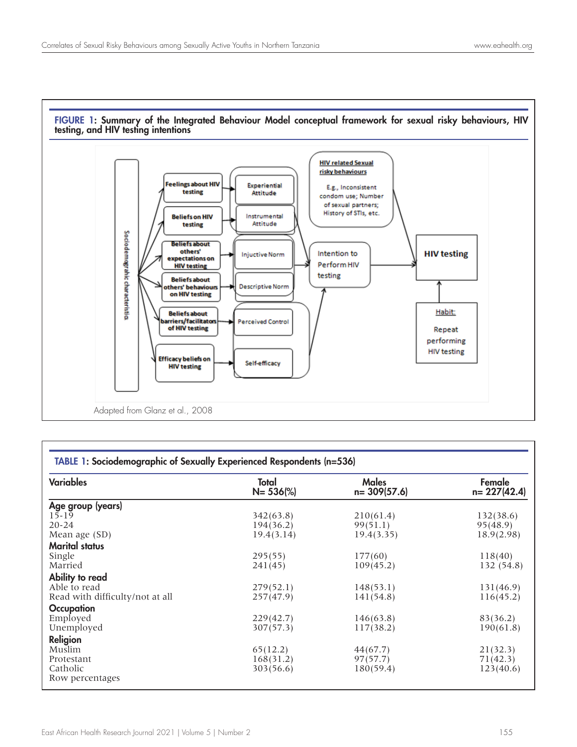**FIGURE 1**: Summary of the Integrated Behaviour Model conceptual framework for sexual risky behaviours, HIV testing, and HIV testing intentions

Sociodemographic characteristics

Feelings about HIV testing → Experiential Attitude

Beliefs on HIV testing → Instrumental Attitude

Beliefs about others' expectations on HIV testing → Injuctive Norm

Beliefs about others' behaviours on HIV testing → Descriptive Norm

Beliefs about barriers/facilitators of HIV testing → Perceived Control

Efficacy beliefs on HIV testing → Self-efficacy

Intention to Perform HIV testing

HIV related Sexual risky behaviours: E.g., Inconsistent condom use; Number of sexual partners; History of STIs, etc.

HIV testing

Habit: Repeat performing HIV testing

Adapted from Glanz et al., 2008

**TABLE 1**: Sociodemographic of Sexually Experienced Respondents (n=536)

| Variables | Total N= 536(%) | Males n= 309(57.6) | Female n= 227(42.4) |
|---|---|---|---|
| **Age group (years)** | | | |
| 15-19 | 342(63.8) | 210(61.4) | 132(38.6) |
| 20-24 | 194(36.2) | 99(51.1) | 95(48.9) |
| Mean age (SD) | 19.4(3.14) | 19.4(3.35) | 18.9(2.98) |
| **Marital status** | | | |
| Single | 295(55) | 177(60) | 118(40) |
| Married | 241(45) | 109(45.2) | 132 (54.8) |
| **Ability to read** | | | |
| Able to read | 279(52.1) | 148(53.1) | 131(46.9) |
| Read with difficulty/not at all | 257(47.9) | 141(54.8) | 116(45.2) |
| **Occupation** | | | |
| Employed | 229(42.7) | 146(63.8) | 83(36.2) |
| Unemployed | 307(57.3) | 117(38.2) | 190(61.8) |
| **Religion** | | | |
| Muslim | 65(12.2) | 44(67.7) | 21(32.3) |
| Protestant | 168(31.2) | 97(57.7) | 71(42.3) |
| Catholic | 303(56.6) | 180(59.4) | 123(40.6) |

Row percentages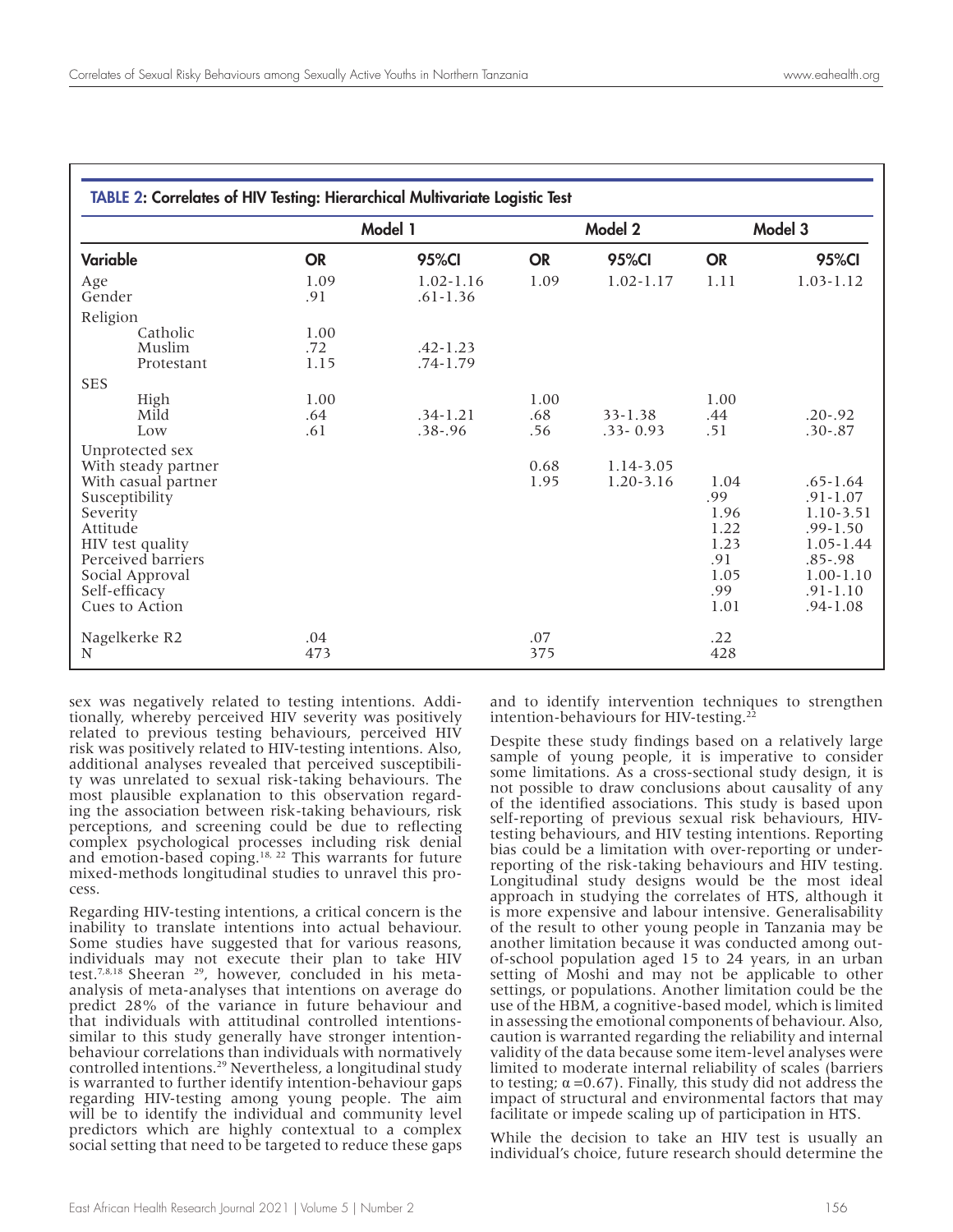**TABLE 2: Correlates of HIV Testing: Hierarchical Multivariate Logistic Test**

| | Model 1 | | Model 2 | | Model 3 | |
|---|---|---|---|---|---|---|
| **Variable** | **OR** | **95%CI** | **OR** | **95%CI** | **OR** | **95%CI** |
| Age | 1.09 | 1.02-1.16 | 1.09 | 1.02-1.17 | 1.11 | 1.03-1.12 |
| Gender | .91 | .61-1.36 | | | | |
| Religion | | | | | | |
| Catholic | 1.00 | | | | | |
| Muslim | .72 | .42-1.23 | | | | |
| Protestant | 1.15 | .74-1.79 | | | | |
| SES | | | | | | |
| High | 1.00 | | 1.00 | | 1.00 | |
| Mild | .64 | .34-1.21 | .68 | 33-1.38 | .44 | .20-.92 |
| Low | .61 | .38-.96 | .56 | .33- 0.93 | .51 | .30-.87 |
| Unprotected sex | | | | | | |
| With steady partner | | | 0.68 | 1.14-3.05 | | |
| With casual partner | | | 1.95 | 1.20-3.16 | 1.04 | .65-1.64 |
| Susceptibility | | | | | .99 | .91-1.07 |
| Severity | | | | | 1.96 | 1.10-3.51 |
| Attitude | | | | | 1.22 | .99-1.50 |
| HIV test quality | | | | | 1.23 | 1.05-1.44 |
| Perceived barriers | | | | | .91 | .85-.98 |
| Social Approval | | | | | 1.05 | 1.00-1.10 |
| Self-efficacy | | | | | .99 | .91-1.10 |
| Cues to Action | | | | | 1.01 | .94-1.08 |
| Nagelkerke R2 | .04 | | .07 | | .22 | |
| N | 473 | | 375 | | 428 | |

sex was negatively related to testing intentions. Additionally, whereby perceived HIV severity was positively related to previous testing behaviours, perceived HIV risk was positively related to HIV-testing intentions. Also, additional analyses revealed that perceived susceptibility was unrelated to sexual risk-taking behaviours. The most plausible explanation to this observation regarding the association between risk-taking behaviours, risk perceptions, and screening could be due to reflecting complex psychological processes including risk denial and emotion-based coping.[18, 22] This warrants for future mixed-methods longitudinal studies to unravel this process.

Regarding HIV-testing intentions, a critical concern is the inability to translate intentions into actual behaviour. Some studies have suggested that for various reasons, individuals may not execute their plan to take HIV test.[7,8,18] Sheeran [29], however, concluded in his meta-analysis of meta-analyses that intentions on average do predict 28% of the variance in future behaviour and that individuals with attitudinal controlled intentions-similar to this study generally have stronger intention-behaviour correlations than individuals with normatively controlled intentions.[29] Nevertheless, a longitudinal study is warranted to further identify intention-behaviour gaps regarding HIV-testing among young people. The aim will be to identify the individual and community level predictors which are highly contextual to a complex social setting that need to be targeted to reduce these gaps and to identify intervention techniques to strengthen intention-behaviours for HIV-testing.[22]

Despite these study findings based on a relatively large sample of young people, it is imperative to consider some limitations. As a cross-sectional study design, it is not possible to draw conclusions about causality of any of the identified associations. This study is based upon self-reporting of previous sexual risk behaviours, HIV-testing behaviours, and HIV testing intentions. Reporting bias could be a limitation with over-reporting or under-reporting of the risk-taking behaviours and HIV testing. Longitudinal study designs would be the most ideal approach in studying the correlates of HTS, although it is more expensive and labour intensive. Generalisability of the result to other young people in Tanzania may be another limitation because it was conducted among out-of-school population aged 15 to 24 years, in an urban setting of Moshi and may not be applicable to other settings, or populations. Another limitation could be the use of the HBM, a cognitive-based model, which is limited in assessing the emotional components of behaviour. Also, caution is warranted regarding the reliability and internal validity of the data because some item-level analyses were limited to moderate internal reliability of scales (barriers to testing; $\alpha = 0.67$). Finally, this study did not address the impact of structural and environmental factors that may facilitate or impede scaling up of participation in HTS.

While the decision to take an HIV test is usually an individual's choice, future research should determine the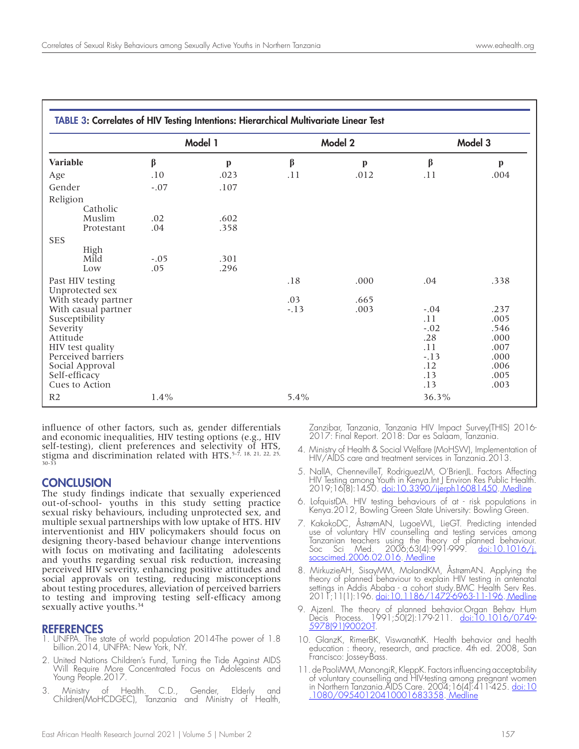**TABLE 3: Correlates of HIV Testing Intentions: Hierarchical Multivariate Linear Test**

| | Model 1 | | Model 2 | | Model 3 | |
|---|---|---|---|---|---|---|
| **Variable** | **β** | **p** | **β** | **p** | **β** | **p** |
| Age | .10 | .023 | .11 | .012 | .11 | .004 |
| Gender | -.07 | .107 | | | | |
| Religion | | | | | | |
| Catholic | | | | | | |
| Muslim | .02 | .602 | | | | |
| Protestant | .04 | .358 | | | | |
| SES | | | | | | |
| High | | | | | | |
| Mild | -.05 | .301 | | | | |
| Low | .05 | .296 | | | | |
| Past HIV testing | | | .18 | .000 | .04 | .338 |
| Unprotected sex | | | | | | |
| With steady partner | | | .03 | .665 | | |
| With casual partner | | | -.13 | .003 | -.04 | .237 |
| Susceptibility | | | | | .11 | .005 |
| Severity | | | | | -.02 | .546 |
| Attitude | | | | | .28 | .000 |
| HIV test quality | | | | | .11 | .007 |
| Perceived barriers | | | | | -.13 | .000 |
| Social Approval | | | | | .12 | .006 |
| Self-efficacy | | | | | .13 | .005 |
| Cues to Action | | | | | .13 | .003 |
| R2 | 1.4% | | 5.4% | | 36.3% | |

influence of other factors, such as, gender differentials and economic inequalities, HIV testing options (e.g., HIV self-testing), client preferences and selectivity of HTS, stigma and discrimination related with HTS.[5-7, 18, 21, 22, 25, 30-33]

## CONCLUSION

The study findings indicate that sexually experienced out-of-school- youths in this study setting practice sexual risky behaviours, including unprotected sex, and multiple sexual partnerships with low uptake of HTS. HIV interventionist and HIV policymakers should focus on designing theory-based behaviour change interventions with focus on motivating and facilitating adolescents and youths regarding sexual risk reduction, increasing perceived HIV severity, enhancing positive attitudes and social approvals on testing, reducing misconceptions about testing procedures, alleviation of perceived barriers to testing and improving testing self-efficacy among sexually active youths.[34]

## REFERENCES

1. UNFPA. The state of world population 2014-The power of 1.8 billion.2014, UNFPA: New York, NY.
2. United Nations Children's Fund, Turning the Tide Against AIDS Will Require More Concentrated Focus on Adolescents and Young People.2017.
3. Ministry of Health. C.D., Gender, Elderly and Children(MoHCDGEC), Tanzania and Ministry of Health, Zanzibar, Tanzania, Tanzania HIV Impact Survey(THIS) 2016-2017: Final Report. 2018: Dar es Salaam, Tanzania.
4. Ministry of Health & Social Welfare (MoHSW), Implementation of HIV/AIDS care and treatment services in Tanzania.2013.
5. NallA, ChennevilleT, RodriguezLM, O'BrienJL. Factors Affecting HIV Testing among Youth in Kenya.Int J Environ Res Public Health. 2019;16(8):1450. doi:10.3390/ijerph16081450. Medline
6. LofquistDA. HIV testing behaviours of at - risk populations in Kenya.2012, Bowling Green State University: Bowling Green.
7. KakokoDC, ÅstrømAN, LugoeWL, LieGT. Predicting intended use of voluntary HIV counselling and testing services among Tanzanian teachers using the theory of planned behaviour. Soc Sci Med. 2006;63(4):991-999. doi:10.1016/j.socscimed.2006.02.016. Medline
8. MirkuzieAH, SisayMM, MolandKM, ÅstrømAN. Applying the theory of planned behaviour to explain HIV testing in antenatal settings in Addis Ababa - a cohort study.BMC Health Serv Res. 2011;11(1):196. doi:10.1186/1472-6963-11-196. Medline
9. AjzenI. The theory of planned behavior.Organ Behav Hum Decis Process. 1991;50(2):179-211. doi:10.1016/0749-5978(91)90020-T.
10. GlanzK, RimerBK, ViswanathK. Health behavior and health education : theory, research, and practice. 4th ed. 2008, San Francisco: Jossey-Bass.
11. de PaoliMM, ManongiR, KleppK. Factors influencing acceptability of voluntary counselling and HIV-testing among pregnant women in Northern Tanzania.AIDS Care. 2004;16(4):411-425. doi:10.1080/09540120410001683358. Medline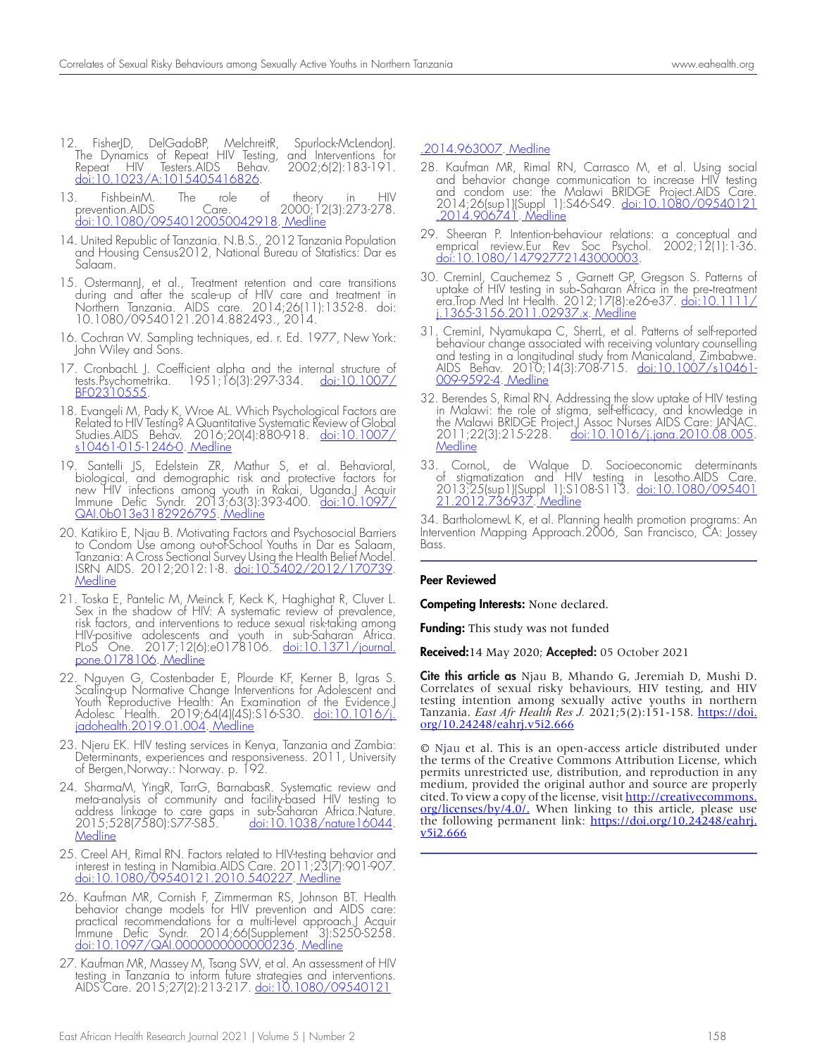12. FisherJD, DelGadoBP, MelchreitR, Spurlock-McLendonJ. The Dynamics of Repeat HIV Testing, and Interventions for Repeat HIV Testers.AIDS Behav. 2002;6(2):183-191. doi:10.1023/A:1015405416826.

13. FishbeinM. The role of theory in HIV prevention.AIDS Care. 2000;12(3):273-278. doi:10.1080/09540120050042918. Medline

14. United Republic of Tanzania. N.B.S., 2012 Tanzania Population and Housing Census2012, National Bureau of Statistics: Dar es Salaam.

15. OstermannJ, et al., Treatment retention and care transitions during and after the scale-up of HIV care and treatment in Northern Tanzania. AIDS care. 2014;26(11):1352-8. doi: 10.1080/09540121.2014.882493., 2014.

16. Cochran W. Sampling techniques, ed. r. Ed. 1977, New York: John Wiley and Sons.

17. CronbachL J. Coefficient alpha and the internal structure of tests.Psychometrika. 1951;16(3):297-334. doi:10.1007/BF02310555.

18. Evangeli M, Pady K, Wroe AL. Which Psychological Factors are Related to HIV Testing? A Quantitative Systematic Review of Global Studies.AIDS Behav. 2016;20(4):880-918. doi:10.1007/s10461-015-1246-0. Medline

19. Santelli JS, Edelstein ZR, Mathur S, et al. Behavioral, biological, and demographic risk and protective factors for new HIV infections among youth in Rakai, Uganda.J Acquir Immune Defic Syndr. 2013;63(3):393-400. doi:10.1097/QAI.0b013e3182926795. Medline

20. Katikiro E, Njau B. Motivating Factors and Psychosocial Barriers to Condom Use among out-of-School Youths in Dar es Salaam, Tanzania: A Cross Sectional Survey Using the Health Belief Model. ISRN AIDS. 2012;2012:1-8. doi:10.5402/2012/170739. Medline

21. Toska E, Pantelic M, Meinck F, Keck K, Haghighat R, Cluver L. Sex in the shadow of HIV: A systematic review of prevalence, risk factors, and interventions to reduce sexual risk-taking among HIV-positive adolescents and youth in sub-Saharan Africa. PLoS One. 2017;12(6):e0178106. doi:10.1371/journal.pone.0178106. Medline

22. Nguyen G, Costenbader E, Plourde KF, Kerner B, Igras S. Scaling-up Normative Change Interventions for Adolescent and Youth Reproductive Health: An Examination of the Evidence.J Adolesc Health. 2019;64(4)(4S):S16-S30. doi:10.1016/j.jadohealth.2019.01.004. Medline

23. Njeru EK. HIV testing services in Kenya, Tanzania and Zambia: Determinants, experiences and responsiveness. 2011, University of Bergen,Norway.: Norway. p. 192.

24. SharmaM, YingR, TarrG, BarnabasR. Systematic review and meta-analysis of community and facility-based HIV testing to address linkage to care gaps in sub-Saharan Africa.Nature. 2015;528(7580):S77-S85. doi:10.1038/nature16044. Medline

25. Creel AH, Rimal RN. Factors related to HIV-testing behavior and interest in testing in Namibia.AIDS Care. 2011;23(7):901-907. doi:10.1080/09540121.2010.540227. Medline

26. Kaufman MR, Cornish F, Zimmerman RS, Johnson BT. Health behavior change models for HIV prevention and AIDS care: practical recommendations for a multi-level approach.J Acquir Immune Defic Syndr. 2014;66(Supplement 3):S250-S258. doi:10.1097/QAI.0000000000000236. Medline

27. Kaufman MR, Massey M, Tsang SW, et al. An assessment of HIV testing in Tanzania to inform future strategies and interventions. AIDS Care. 2015;27(2):213-217. doi:10.1080/09540121.2014.963007. Medline

28. Kaufman MR, Rimal RN, Carrasco M, et al. Using social and behavior change communication to increase HIV testing and condom use: the Malawi BRIDGE Project.AIDS Care. 2014;26(sup1)(Suppl 1):S46-S49. doi:10.1080/09540121.2014.906741. Medline

29. Sheeran P. Intention-behaviour relations: a conceptual and emprical review.Eur Rev Soc Psychol. 2002;12(1):1-36. doi:10.1080/14792772143000003.

30. CreminI, Cauchemez S , Garnett GP, Gregson S. Patterns of uptake of HIV testing in sub-Saharan Africa in the pre-treatment era.Trop Med Int Health. 2012;17(8):e26-e37. doi:10.1111/j.1365-3156.2011.02937.x. Medline

31. CreminI, Nyamukapa C, SherrL, et al. Patterns of self-reported behaviour change associated with receiving voluntary counselling and testing in a longitudinal study from Manicaland, Zimbabwe. AIDS Behav. 2010;14(3):708-715. doi:10.1007/s10461-009-9592-4. Medline

32. Berendes S, Rimal RN. Addressing the slow uptake of HIV testing in Malawi: the role of stigma, self-efficacy, and knowledge in the Malawi BRIDGE Project.J Assoc Nurses AIDS Care: JANAC. 2011;22(3):215-228. doi:10.1016/j.jana.2010.08.005. Medline

33. CornoL, de Walque D. Socioeconomic determinants of stigmatization and HIV testing in Lesotho.AIDS Care. 2013;25(sup1)(Suppl 1):S108-S113. doi:10.1080/09540121.2012.736937. Medline

34. BartholomewL K, et al. Planning health promotion programs: An Intervention Mapping Approach.2006, San Francisco, CA: Jossey Bass.

---

**Peer Reviewed**

**Competing Interests:** None declared.

**Funding:** This study was not funded

**Received:** 14 May 2020; **Accepted:** 05 October 2021

**Cite this article as** Njau B, Mhando G, Jeremiah D, Mushi D. Correlates of sexual risky behaviours, HIV testing, and HIV testing intention among sexually active youths in northern Tanzania. *East Afr Health Res J*. 2021;5(2):151-158. https://doi.org/10.24248/eahrj.v5i2.666

© Njau et al. This is an open-access article distributed under the terms of the Creative Commons Attribution License, which permits unrestricted use, distribution, and reproduction in any medium, provided the original author and source are properly cited. To view a copy of the license, visit http://creativecommons.org/licenses/by/4.0/. When linking to this article, please use the following permanent link: https://doi.org/10.24248/eahrj.v5i2.666